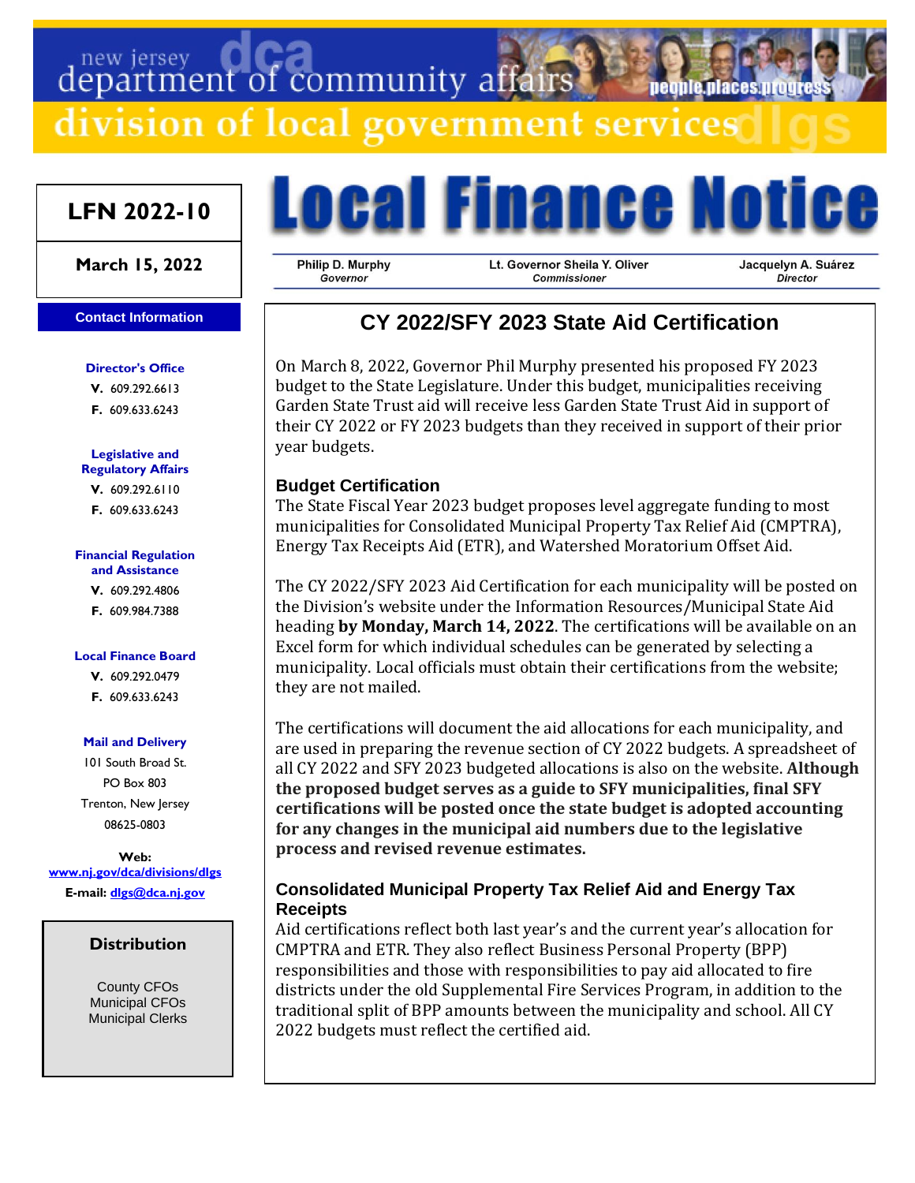new jersey department of community affairs

division of local government services

# Local Finance Notice

**LFN 2022-10**

**March 15, 2022**

| Philip D. Murphy | Lt. Governor Sheila Y. Oliver | Jacquelyn A. Suárez |
|---|---|---|
| *Governor* | *Commissioner* | *Director* |

**Contact Information**

**Director's Office**
**V.** 609.292.6613
**F.** 609.633.6243

**Legislative and Regulatory Affairs**
**V.** 609.292.6110
**F.** 609.633.6243

**Financial Regulation and Assistance**
**V.** 609.292.4806
**F.** 609.984.7388

**Local Finance Board**
**V.** 609.292.0479
**F.** 609.633.6243

**Mail and Delivery**
101 South Broad St.
PO Box 803
Trenton, New Jersey
08625-0803

**Web:** www.nj.gov/dca/divisions/dlgs
**E-mail:** dlgs@dca.nj.gov

**Distribution**

County CFOs
Municipal CFOs
Municipal Clerks

## CY 2022/SFY 2023 State Aid Certification

On March 8, 2022, Governor Phil Murphy presented his proposed FY 2023 budget to the State Legislature. Under this budget, municipalities receiving Garden State Trust aid will receive less Garden State Trust Aid in support of their CY 2022 or FY 2023 budgets than they received in support of their prior year budgets.

### Budget Certification

The State Fiscal Year 2023 budget proposes level aggregate funding to most municipalities for Consolidated Municipal Property Tax Relief Aid (CMPTRA), Energy Tax Receipts Aid (ETR), and Watershed Moratorium Offset Aid.

The CY 2022/SFY 2023 Aid Certification for each municipality will be posted on the Division's website under the Information Resources/Municipal State Aid heading **by Monday, March 14, 2022**. The certifications will be available on an Excel form for which individual schedules can be generated by selecting a municipality. Local officials must obtain their certifications from the website; they are not mailed.

The certifications will document the aid allocations for each municipality, and are used in preparing the revenue section of CY 2022 budgets. A spreadsheet of all CY 2022 and SFY 2023 budgeted allocations is also on the website. **Although the proposed budget serves as a guide to SFY municipalities, final SFY certifications will be posted once the state budget is adopted accounting for any changes in the municipal aid numbers due to the legislative process and revised revenue estimates.**

### Consolidated Municipal Property Tax Relief Aid and Energy Tax Receipts

Aid certifications reflect both last year's and the current year's allocation for CMPTRA and ETR. They also reflect Business Personal Property (BPP) responsibilities and those with responsibilities to pay aid allocated to fire districts under the old Supplemental Fire Services Program, in addition to the traditional split of BPP amounts between the municipality and school. All CY 2022 budgets must reflect the certified aid.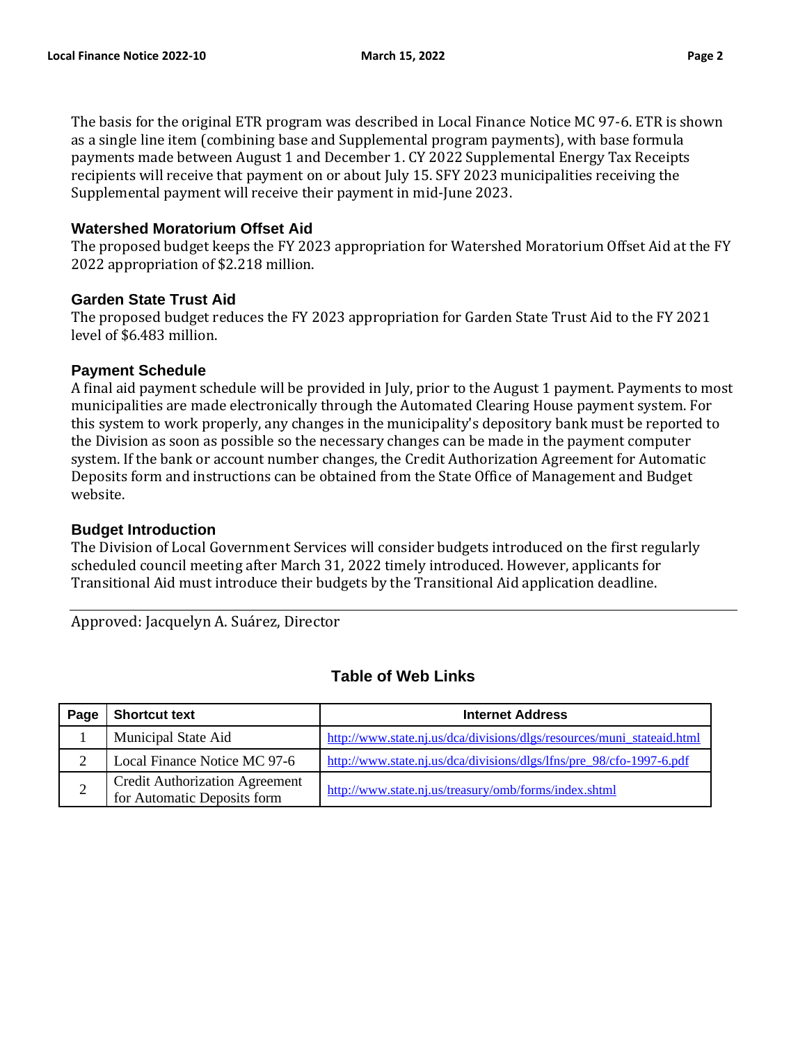The basis for the original ETR program was described in Local Finance Notice MC 97-6. ETR is shown as a single line item (combining base and Supplemental program payments), with base formula payments made between August 1 and December 1. CY 2022 Supplemental Energy Tax Receipts recipients will receive that payment on or about July 15. SFY 2023 municipalities receiving the Supplemental payment will receive their payment in mid-June 2023.

### Watershed Moratorium Offset Aid

The proposed budget keeps the FY 2023 appropriation for Watershed Moratorium Offset Aid at the FY 2022 appropriation of $2.218 million.

### Garden State Trust Aid

The proposed budget reduces the FY 2023 appropriation for Garden State Trust Aid to the FY 2021 level of $6.483 million.

### Payment Schedule

A final aid payment schedule will be provided in July, prior to the August 1 payment. Payments to most municipalities are made electronically through the Automated Clearing House payment system. For this system to work properly, any changes in the municipality's depository bank must be reported to the Division as soon as possible so the necessary changes can be made in the payment computer system. If the bank or account number changes, the Credit Authorization Agreement for Automatic Deposits form and instructions can be obtained from the State Office of Management and Budget website.

### Budget Introduction

The Division of Local Government Services will consider budgets introduced on the first regularly scheduled council meeting after March 31, 2022 timely introduced. However, applicants for Transitional Aid must introduce their budgets by the Transitional Aid application deadline.

---

Approved: Jacquelyn A. Suárez, Director

## Table of Web Links

| Page | Shortcut text | Internet Address |
|---|---|---|
| 1 | Municipal State Aid | http://www.state.nj.us/dca/divisions/dlgs/resources/muni_stateaid.html |
| 2 | Local Finance Notice MC 97-6 | http://www.state.nj.us/dca/divisions/dlgs/lfns/pre_98/cfo-1997-6.pdf |
| 2 | Credit Authorization Agreement for Automatic Deposits form | http://www.state.nj.us/treasury/omb/forms/index.shtml |